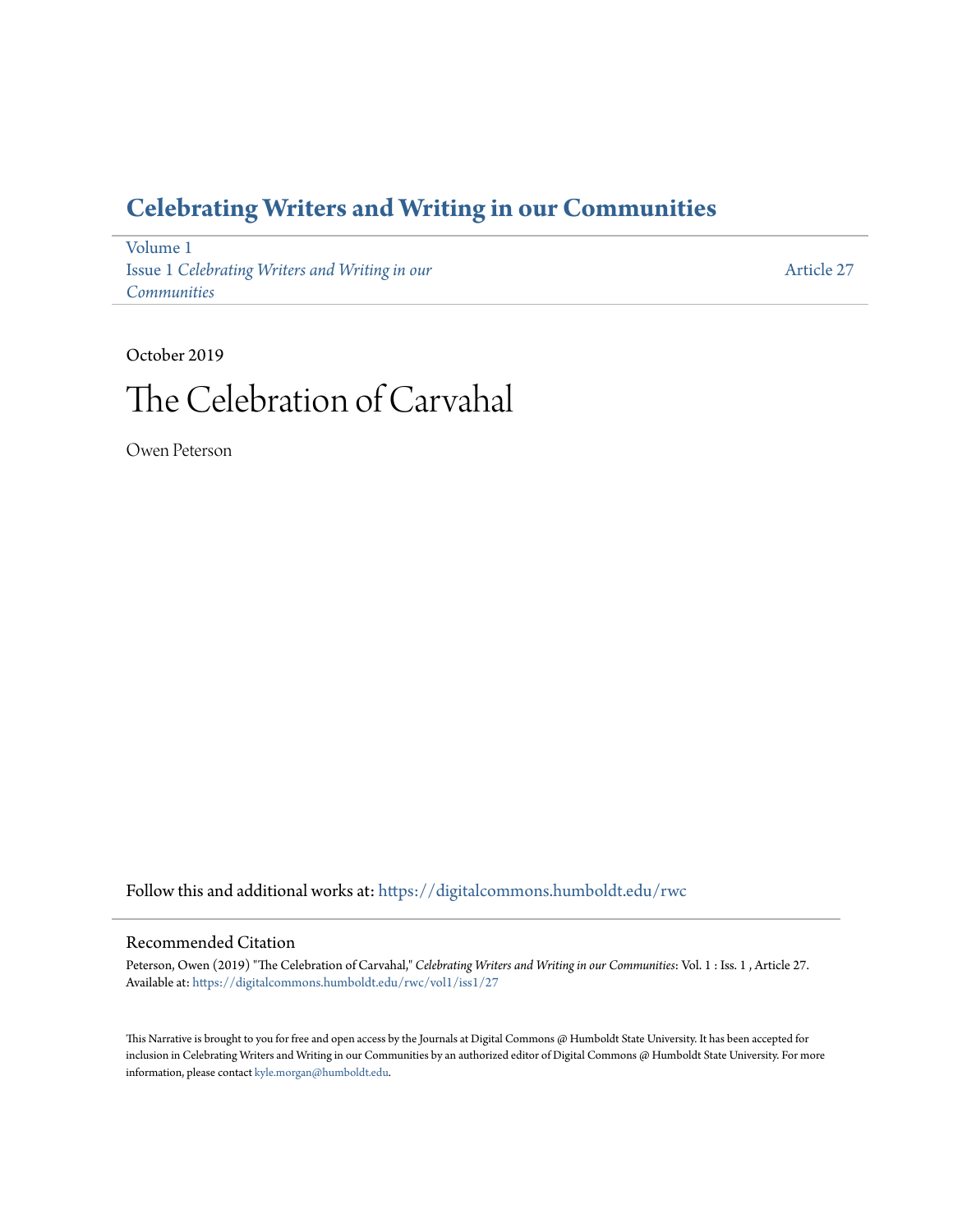# Celebrating Writers and Writing in our Communities

Volume 1
Issue 1 *Celebrating Writers and Writing in our Communities*

Article 27

October 2019

# The Celebration of Carvahal

Owen Peterson

Follow this and additional works at: https://digitalcommons.humboldt.edu/rwc

## Recommended Citation

Peterson, Owen (2019) "The Celebration of Carvahal," *Celebrating Writers and Writing in our Communities*: Vol. 1 : Iss. 1 , Article 27.
Available at: https://digitalcommons.humboldt.edu/rwc/vol1/iss1/27

This Narrative is brought to you for free and open access by the Journals at Digital Commons @ Humboldt State University. It has been accepted for inclusion in Celebrating Writers and Writing in our Communities by an authorized editor of Digital Commons @ Humboldt State University. For more information, please contact kyle.morgan@humboldt.edu.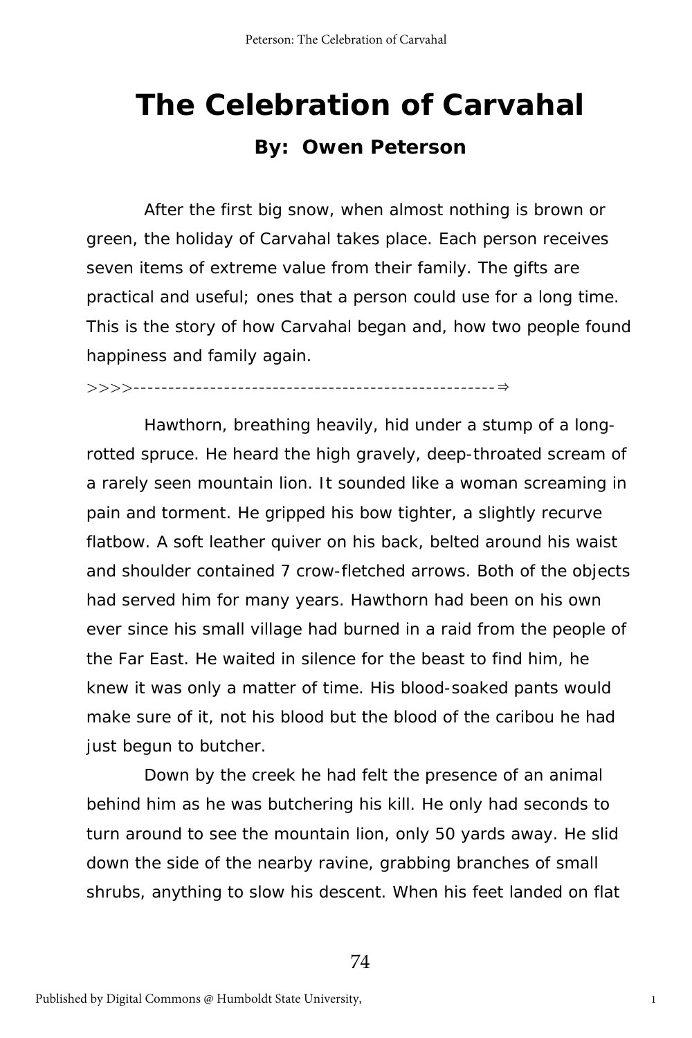# The Celebration of Carvahal

### By: Owen Peterson

After the first big snow, when almost nothing is brown or green, the holiday of Carvahal takes place. Each person receives seven items of extreme value from their family. The gifts are practical and useful; ones that a person could use for a long time. This is the story of how Carvahal began and, how two people found happiness and family again.

>>>>-----------------------------------------------------⇒

Hawthorn, breathing heavily, hid under a stump of a long-rotted spruce. He heard the high gravely, deep-throated scream of a rarely seen mountain lion. It sounded like a woman screaming in pain and torment. He gripped his bow tighter, a slightly recurve flatbow. A soft leather quiver on his back, belted around his waist and shoulder contained 7 crow-fletched arrows. Both of the objects had served him for many years. Hawthorn had been on his own ever since his small village had burned in a raid from the people of the Far East. He waited in silence for the beast to find him, he knew it was only a matter of time. His blood-soaked pants would make sure of it, not his blood but the blood of the caribou he had just begun to butcher.

Down by the creek he had felt the presence of an animal behind him as he was butchering his kill. He only had seconds to turn around to see the mountain lion, only 50 yards away. He slid down the side of the nearby ravine, grabbing branches of small shrubs, anything to slow his descent. When his feet landed on flat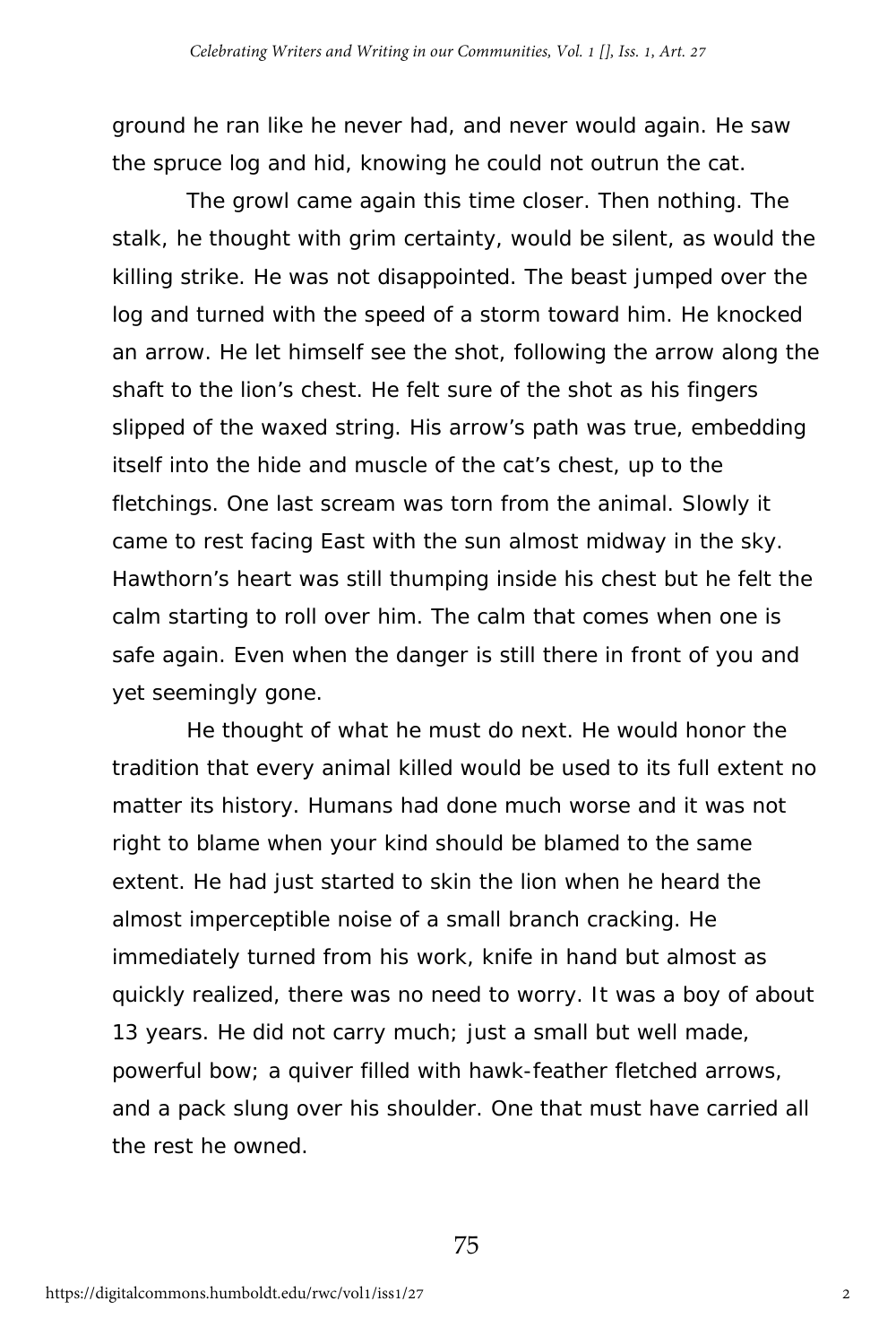ground he ran like he never had, and never would again. He saw the spruce log and hid, knowing he could not outrun the cat.

The growl came again this time closer. Then nothing. The stalk, he thought with grim certainty, would be silent, as would the killing strike. He was not disappointed. The beast jumped over the log and turned with the speed of a storm toward him. He knocked an arrow. He let himself see the shot, following the arrow along the shaft to the lion's chest. He felt sure of the shot as his fingers slipped of the waxed string. His arrow's path was true, embedding itself into the hide and muscle of the cat's chest, up to the fletchings. One last scream was torn from the animal. Slowly it came to rest facing East with the sun almost midway in the sky. Hawthorn's heart was still thumping inside his chest but he felt the calm starting to roll over him. The calm that comes when one is safe again. Even when the danger is still there in front of you and yet seemingly gone.

He thought of what he must do next. He would honor the tradition that every animal killed would be used to its full extent no matter its history. Humans had done much worse and it was not right to blame when your kind should be blamed to the same extent. He had just started to skin the lion when he heard the almost imperceptible noise of a small branch cracking. He immediately turned from his work, knife in hand but almost as quickly realized, there was no need to worry. It was a boy of about 13 years. He did not carry much; just a small but well made, powerful bow; a quiver filled with hawk-feather fletched arrows, and a pack slung over his shoulder. One that must have carried all the rest he owned.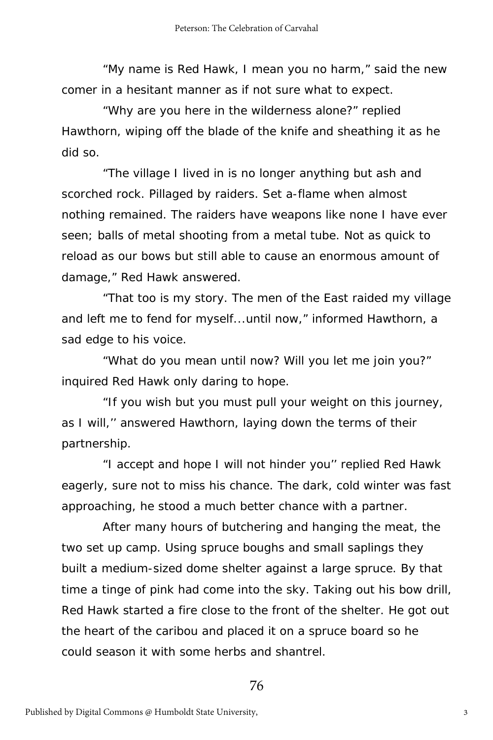“My name is Red Hawk, I mean you no harm,” said the new comer in a hesitant manner as if not sure what to expect.

“Why are you here in the wilderness alone?” replied Hawthorn, wiping off the blade of the knife and sheathing it as he did so.

“The village I lived in is no longer anything but ash and scorched rock. Pillaged by raiders. Set a-flame when almost nothing remained. The raiders have weapons like none I have ever seen; balls of metal shooting from a metal tube. Not as quick to reload as our bows but still able to cause an enormous amount of damage,” Red Hawk answered.

“That too is my story. The men of the East raided my village and left me to fend for myself...until now,” informed Hawthorn, a sad edge to his voice.

“What do you mean until now? Will you let me join you?” inquired Red Hawk only daring to hope.

“If you wish but you must pull your weight on this journey, as I will,’’ answered Hawthorn, laying down the terms of their partnership.

“I accept and hope I will not hinder you’’ replied Red Hawk eagerly, sure not to miss his chance. The dark, cold winter was fast approaching, he stood a much better chance with a partner.

After many hours of butchering and hanging the meat, the two set up camp. Using spruce boughs and small saplings they built a medium-sized dome shelter against a large spruce. By that time a tinge of pink had come into the sky. Taking out his bow drill, Red Hawk started a fire close to the front of the shelter. He got out the heart of the caribou and placed it on a spruce board so he could season it with some herbs and shantrel.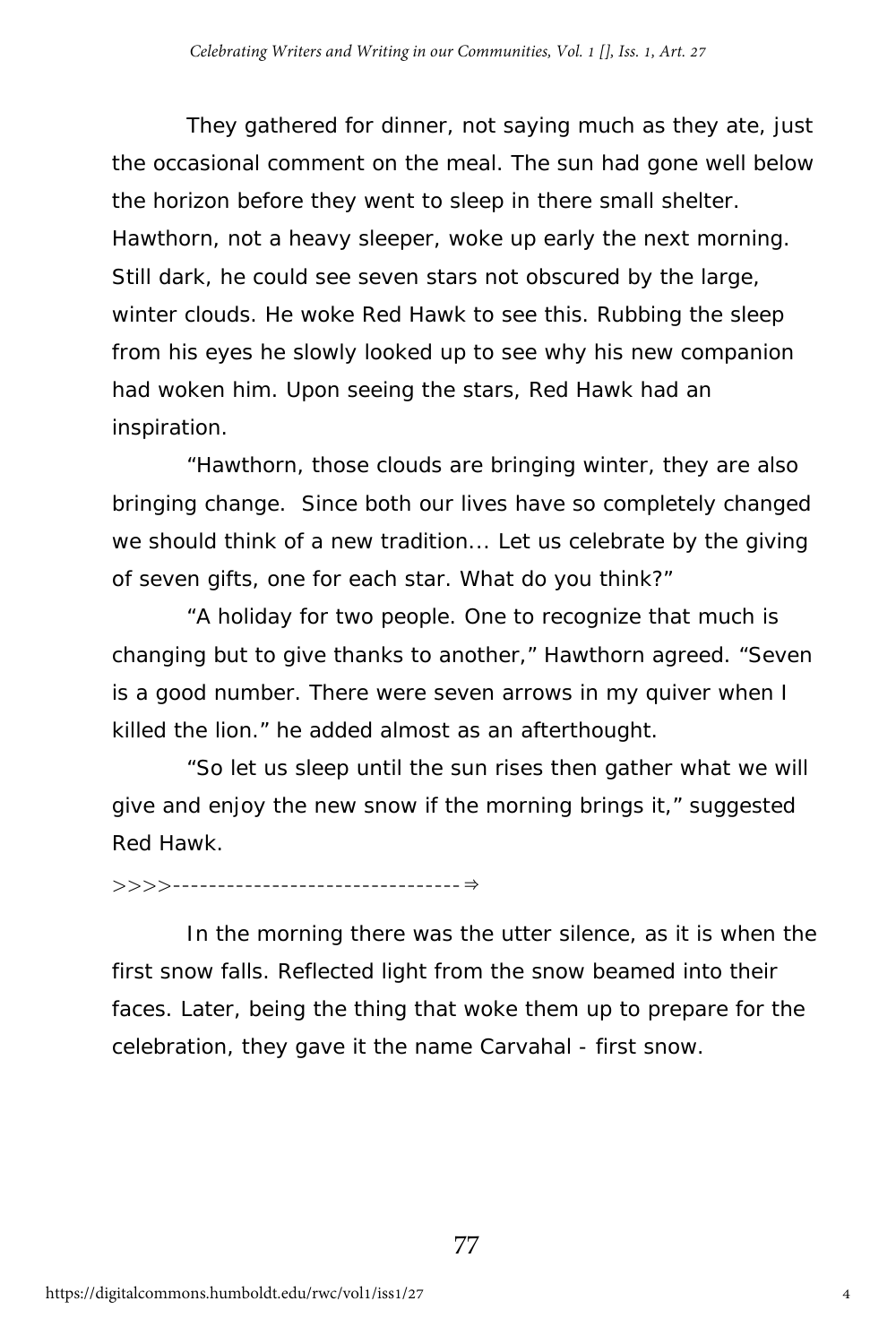They gathered for dinner, not saying much as they ate, just the occasional comment on the meal. The sun had gone well below the horizon before they went to sleep in there small shelter. Hawthorn, not a heavy sleeper, woke up early the next morning. Still dark, he could see seven stars not obscured by the large, winter clouds. He woke Red Hawk to see this. Rubbing the sleep from his eyes he slowly looked up to see why his new companion had woken him. Upon seeing the stars, Red Hawk had an inspiration.

"Hawthorn, those clouds are bringing winter, they are also bringing change. Since both our lives have so completely changed we should think of a new tradition... Let us celebrate by the giving of seven gifts, one for each star. What do you think?"

"A holiday for two people. One to recognize that much is changing but to give thanks to another," Hawthorn agreed. "Seven is a good number. There were seven arrows in my quiver when I killed the lion." he added almost as an afterthought.

"So let us sleep until the sun rises then gather what we will give and enjoy the new snow if the morning brings it," suggested Red Hawk.

>>>>--------------------------------⇒

In the morning there was the utter silence, as it is when the first snow falls. Reflected light from the snow beamed into their faces. Later, being the thing that woke them up to prepare for the celebration, they gave it the name Carvahal - first snow.